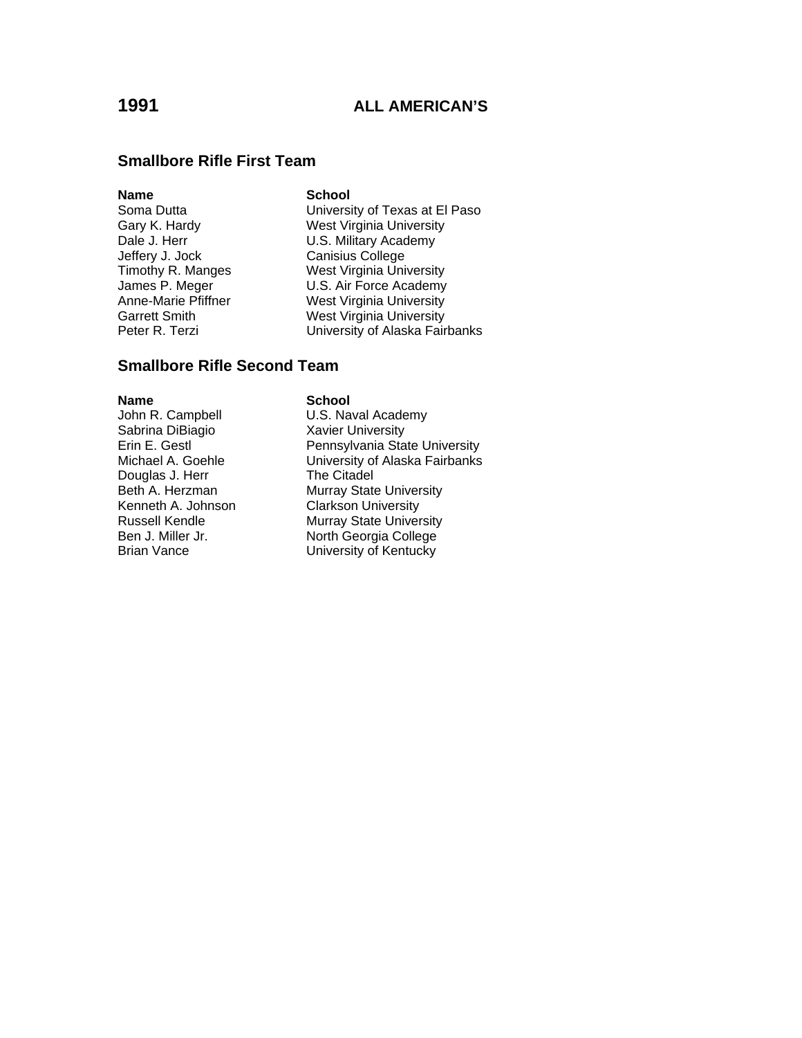# 1991 ALL AMERICAN'S

## Smallbore Rifle First Team

| Name | School |
| --- | --- |
| Soma Dutta | University of Texas at El Paso |
| Gary K. Hardy | West Virginia University |
| Dale J. Herr | U.S. Military Academy |
| Jeffery J. Jock | Canisius College |
| Timothy R. Manges | West Virginia University |
| James P. Meger | U.S. Air Force Academy |
| Anne-Marie Pfiffner | West Virginia University |
| Garrett Smith | West Virginia University |
| Peter R. Terzi | University of Alaska Fairbanks |

## Smallbore Rifle Second Team

| Name | School |
| --- | --- |
| John R. Campbell | U.S. Naval Academy |
| Sabrina DiBiagio | Xavier University |
| Erin E. Gestl | Pennsylvania State University |
| Michael A. Goehle | University of Alaska Fairbanks |
| Douglas J. Herr | The Citadel |
| Beth A. Herzman | Murray State University |
| Kenneth A. Johnson | Clarkson University |
| Russell Kendle | Murray State University |
| Ben J. Miller Jr. | North Georgia College |
| Brian Vance | University of Kentucky |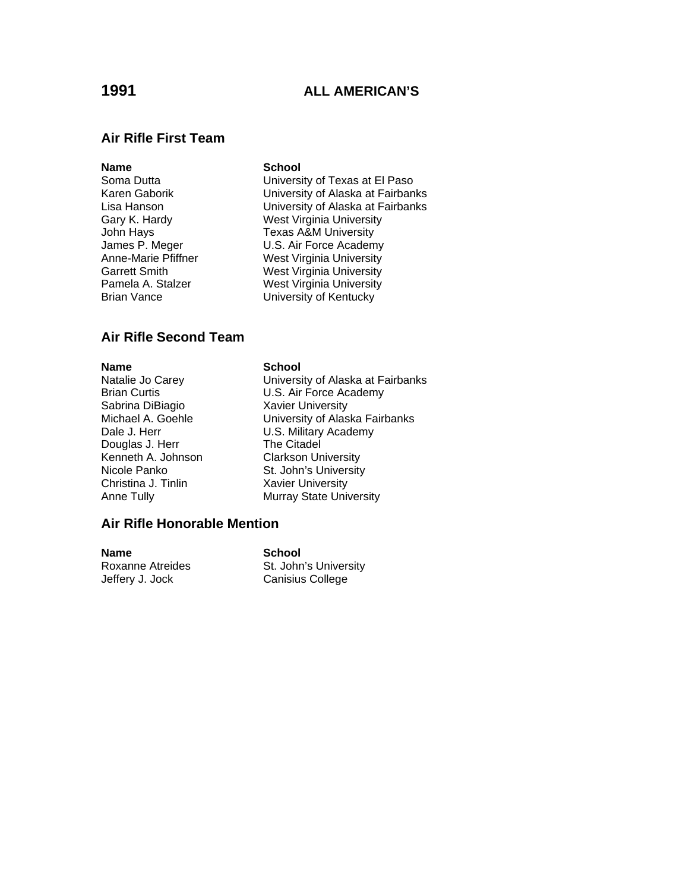# 1991 ALL AMERICAN'S

## Air Rifle First Team

| Name | School |
|---|---|
| Soma Dutta | University of Texas at El Paso |
| Karen Gaborik | University of Alaska at Fairbanks |
| Lisa Hanson | University of Alaska at Fairbanks |
| Gary K. Hardy | West Virginia University |
| John Hays | Texas A&M University |
| James P. Meger | U.S. Air Force Academy |
| Anne-Marie Pfiffner | West Virginia University |
| Garrett Smith | West Virginia University |
| Pamela A. Stalzer | West Virginia University |
| Brian Vance | University of Kentucky |

## Air Rifle Second Team

| Name | School |
|---|---|
| Natalie Jo Carey | University of Alaska at Fairbanks |
| Brian Curtis | U.S. Air Force Academy |
| Sabrina DiBiagio | Xavier University |
| Michael A. Goehle | University of Alaska Fairbanks |
| Dale J. Herr | U.S. Military Academy |
| Douglas J. Herr | The Citadel |
| Kenneth A. Johnson | Clarkson University |
| Nicole Panko | St. John's University |
| Christina J. Tinlin | Xavier University |
| Anne Tully | Murray State University |

## Air Rifle Honorable Mention

| Name | School |
|---|---|
| Roxanne Atreides | St. John's University |
| Jeffery J. Jock | Canisius College |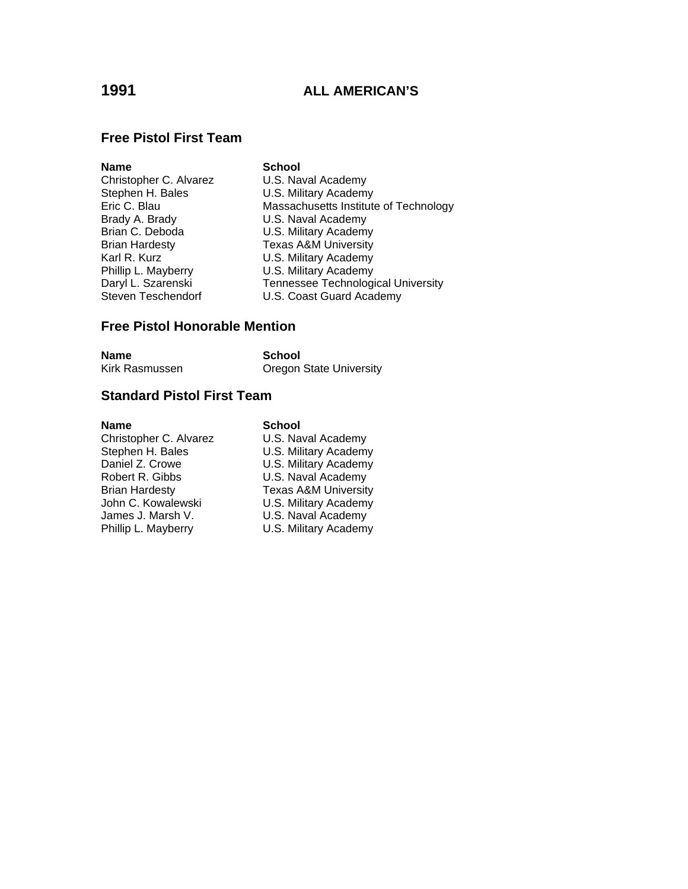# 1991 ALL AMERICAN'S

## Free Pistol First Team

| Name | School |
|---|---|
| Christopher C. Alvarez | U.S. Naval Academy |
| Stephen H. Bales | U.S. Military Academy |
| Eric C. Blau | Massachusetts Institute of Technology |
| Brady A. Brady | U.S. Naval Academy |
| Brian C. Deboda | U.S. Military Academy |
| Brian Hardesty | Texas A&M University |
| Karl R. Kurz | U.S. Military Academy |
| Phillip L. Mayberry | U.S. Military Academy |
| Daryl L. Szarenski | Tennessee Technological University |
| Steven Teschendorf | U.S. Coast Guard Academy |

## Free Pistol Honorable Mention

| Name | School |
|---|---|
| Kirk Rasmussen | Oregon State University |

## Standard Pistol First Team

| Name | School |
|---|---|
| Christopher C. Alvarez | U.S. Naval Academy |
| Stephen H. Bales | U.S. Military Academy |
| Daniel Z. Crowe | U.S. Military Academy |
| Robert R. Gibbs | U.S. Naval Academy |
| Brian Hardesty | Texas A&M University |
| John C. Kowalewski | U.S. Military Academy |
| James J. Marsh V. | U.S. Naval Academy |
| Phillip L. Mayberry | U.S. Military Academy |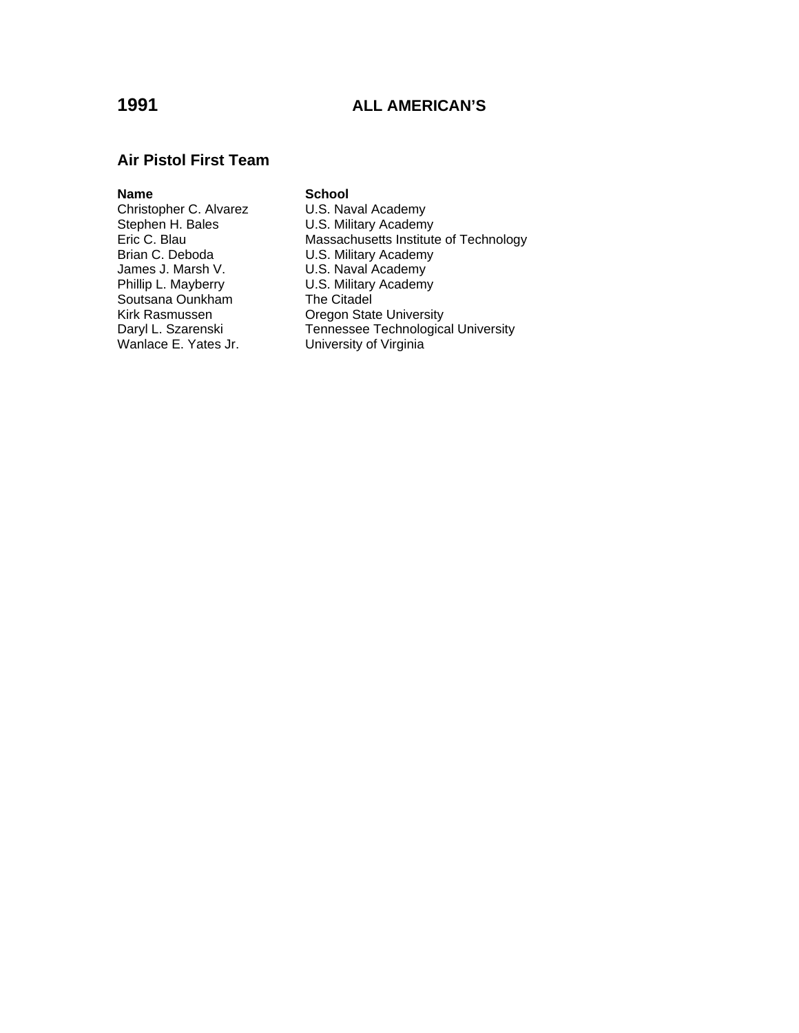# 1991 ALL AMERICAN'S

## Air Pistol First Team

| Name | School |
| --- | --- |
| Christopher C. Alvarez | U.S. Naval Academy |
| Stephen H. Bales | U.S. Military Academy |
| Eric C. Blau | Massachusetts Institute of Technology |
| Brian C. Deboda | U.S. Military Academy |
| James J. Marsh V. | U.S. Naval Academy |
| Phillip L. Mayberry | U.S. Military Academy |
| Soutsana Ounkham | The Citadel |
| Kirk Rasmussen | Oregon State University |
| Daryl L. Szarenski | Tennessee Technological University |
| Wanlace E. Yates Jr. | University of Virginia |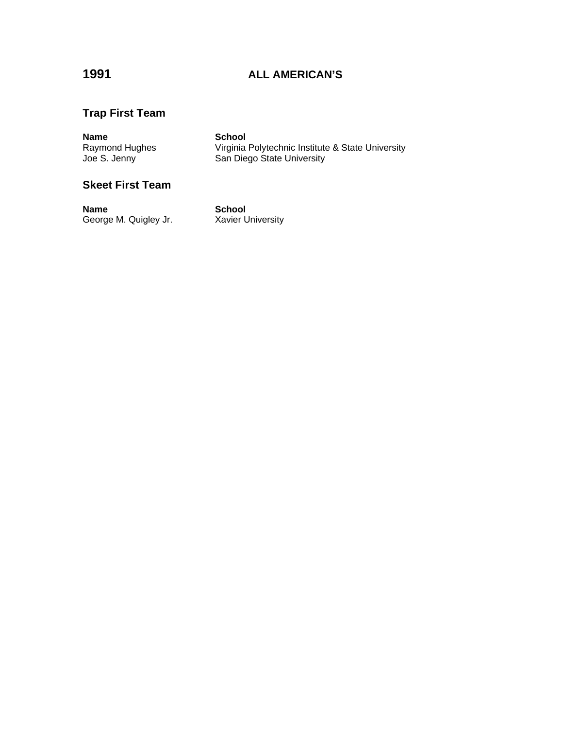# 1991 ALL AMERICAN'S

## Trap First Team

| Name | School |
|---|---|
| Raymond Hughes | Virginia Polytechnic Institute & State University |
| Joe S. Jenny | San Diego State University |

## Skeet First Team

| Name | School |
|---|---|
| George M. Quigley Jr. | Xavier University |